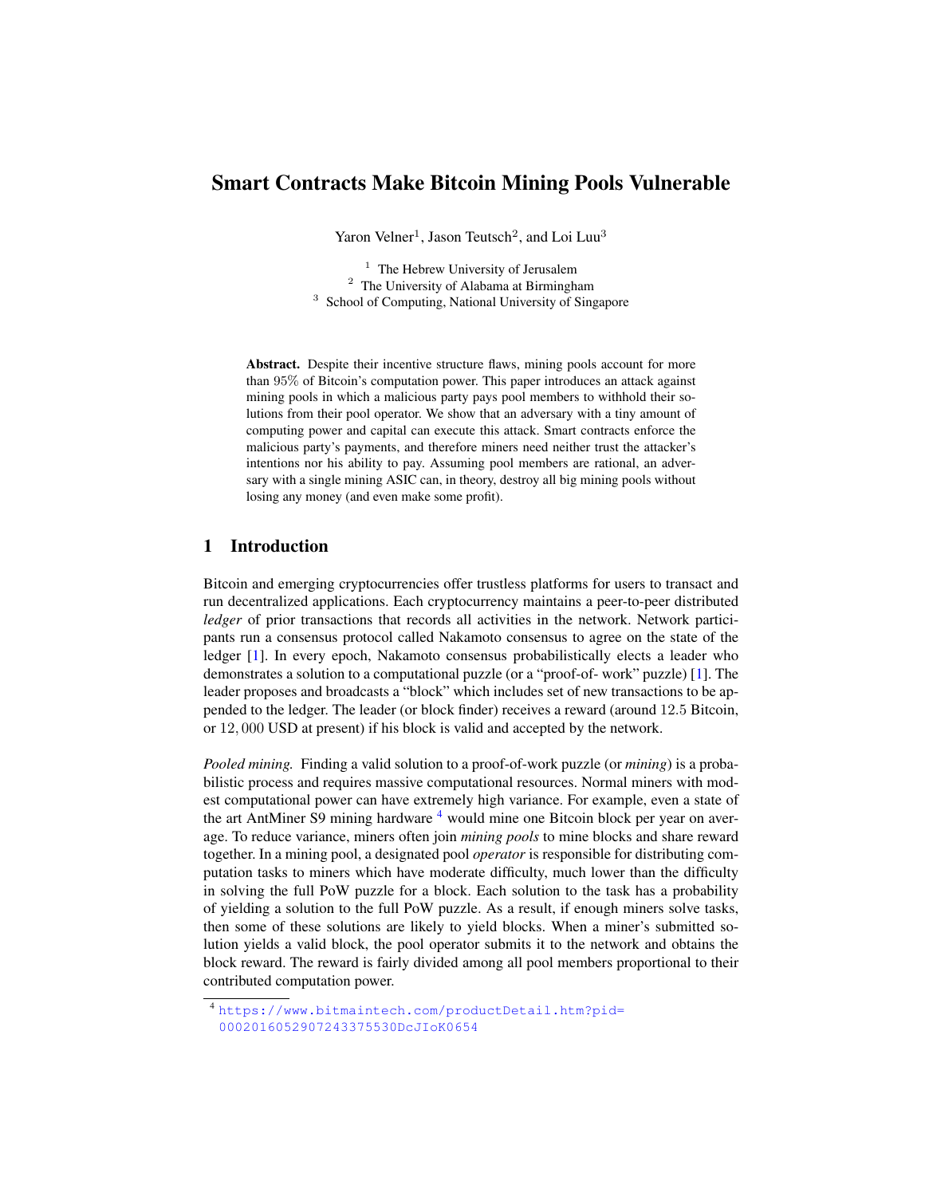# Smart Contracts Make Bitcoin Mining Pools Vulnerable

Yaron Velner[1], Jason Teutsch[2], and Loi Luu[3]

[1] The Hebrew University of Jerusalem
[2] The University of Alabama at Birmingham
[3] School of Computing, National University of Singapore

**Abstract.** Despite their incentive structure flaws, mining pools account for more than 95% of Bitcoin's computation power. This paper introduces an attack against mining pools in which a malicious party pays pool members to withhold their solutions from their pool operator. We show that an adversary with a tiny amount of computing power and capital can execute this attack. Smart contracts enforce the malicious party's payments, and therefore miners need neither trust the attacker's intentions nor his ability to pay. Assuming pool members are rational, an adversary with a single mining ASIC can, in theory, destroy all big mining pools without losing any money (and even make some profit).

## 1 Introduction

Bitcoin and emerging cryptocurrencies offer trustless platforms for users to transact and run decentralized applications. Each cryptocurrency maintains a peer-to-peer distributed *ledger* of prior transactions that records all activities in the network. Network participants run a consensus protocol called Nakamoto consensus to agree on the state of the ledger [1]. In every epoch, Nakamoto consensus probabilistically elects a leader who demonstrates a solution to a computational puzzle (or a "proof-of- work" puzzle) [1]. The leader proposes and broadcasts a "block" which includes set of new transactions to be appended to the ledger. The leader (or block finder) receives a reward (around 12.5 Bitcoin, or 12,000 USD at present) if his block is valid and accepted by the network.

*Pooled mining.* Finding a valid solution to a proof-of-work puzzle (or *mining*) is a probabilistic process and requires massive computational resources. Normal miners with modest computational power can have extremely high variance. For example, even a state of the art AntMiner S9 mining hardware [4] would mine one Bitcoin block per year on average. To reduce variance, miners often join *mining pools* to mine blocks and share reward together. In a mining pool, a designated pool *operator* is responsible for distributing computation tasks to miners which have moderate difficulty, much lower than the difficulty in solving the full PoW puzzle for a block. Each solution to the task has a probability of yielding a solution to the full PoW puzzle. As a result, if enough miners solve tasks, then some of these solutions are likely to yield blocks. When a miner's submitted solution yields a valid block, the pool operator submits it to the network and obtains the block reward. The reward is fairly divided among all pool members proportional to their contributed computation power.

[4] https://www.bitmaintech.com/productDetail.htm?pid=00020160529072433755300cJIoK0654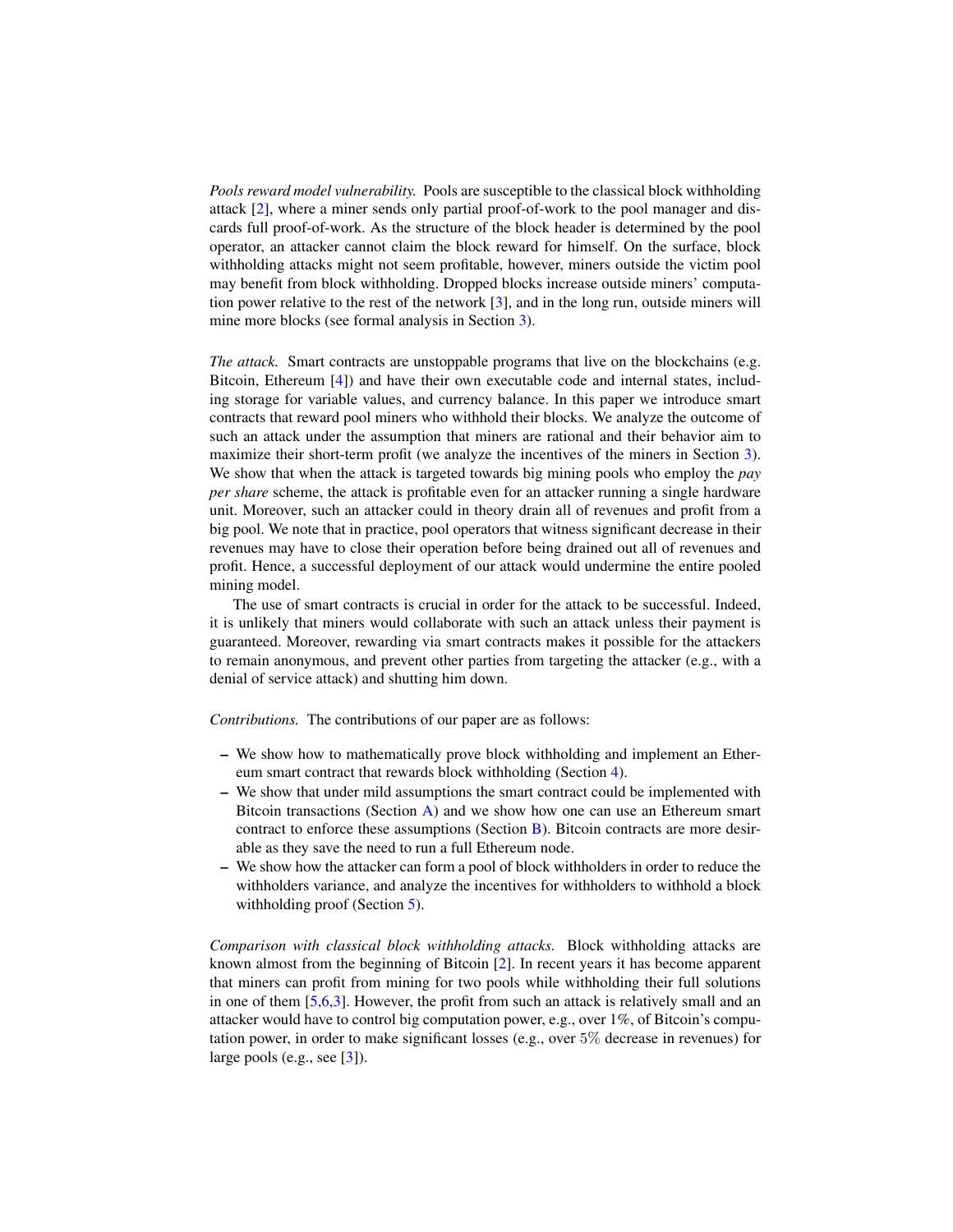*Pools reward model vulnerability.* Pools are susceptible to the classical block withholding attack [2], where a miner sends only partial proof-of-work to the pool manager and discards full proof-of-work. As the structure of the block header is determined by the pool operator, an attacker cannot claim the block reward for himself. On the surface, block withholding attacks might not seem profitable, however, miners outside the victim pool may benefit from block withholding. Dropped blocks increase outside miners' computation power relative to the rest of the network [3], and in the long run, outside miners will mine more blocks (see formal analysis in Section 3).

*The attack.* Smart contracts are unstoppable programs that live on the blockchains (e.g. Bitcoin, Ethereum [4]) and have their own executable code and internal states, including storage for variable values, and currency balance. In this paper we introduce smart contracts that reward pool miners who withhold their blocks. We analyze the outcome of such an attack under the assumption that miners are rational and their behavior aim to maximize their short-term profit (we analyze the incentives of the miners in Section 3). We show that when the attack is targeted towards big mining pools who employ the *pay per share* scheme, the attack is profitable even for an attacker running a single hardware unit. Moreover, such an attacker could in theory drain all of revenues and profit from a big pool. We note that in practice, pool operators that witness significant decrease in their revenues may have to close their operation before being drained out all of revenues and profit. Hence, a successful deployment of our attack would undermine the entire pooled mining model.

The use of smart contracts is crucial in order for the attack to be successful. Indeed, it is unlikely that miners would collaborate with such an attack unless their payment is guaranteed. Moreover, rewarding via smart contracts makes it possible for the attackers to remain anonymous, and prevent other parties from targeting the attacker (e.g., with a denial of service attack) and shutting him down.

*Contributions.* The contributions of our paper are as follows:

- We show how to mathematically prove block withholding and implement an Ethereum smart contract that rewards block withholding (Section 4).
- We show that under mild assumptions the smart contract could be implemented with Bitcoin transactions (Section A) and we show how one can use an Ethereum smart contract to enforce these assumptions (Section B). Bitcoin contracts are more desirable as they save the need to run a full Ethereum node.
- We show how the attacker can form a pool of block withholders in order to reduce the withholders variance, and analyze the incentives for withholders to withhold a block withholding proof (Section 5).

*Comparison with classical block withholding attacks.* Block withholding attacks are known almost from the beginning of Bitcoin [2]. In recent years it has become apparent that miners can profit from mining for two pools while withholding their full solutions in one of them [5,6,3]. However, the profit from such an attack is relatively small and an attacker would have to control big computation power, e.g., over 1%, of Bitcoin's computation power, in order to make significant losses (e.g., over 5% decrease in revenues) for large pools (e.g., see [3]).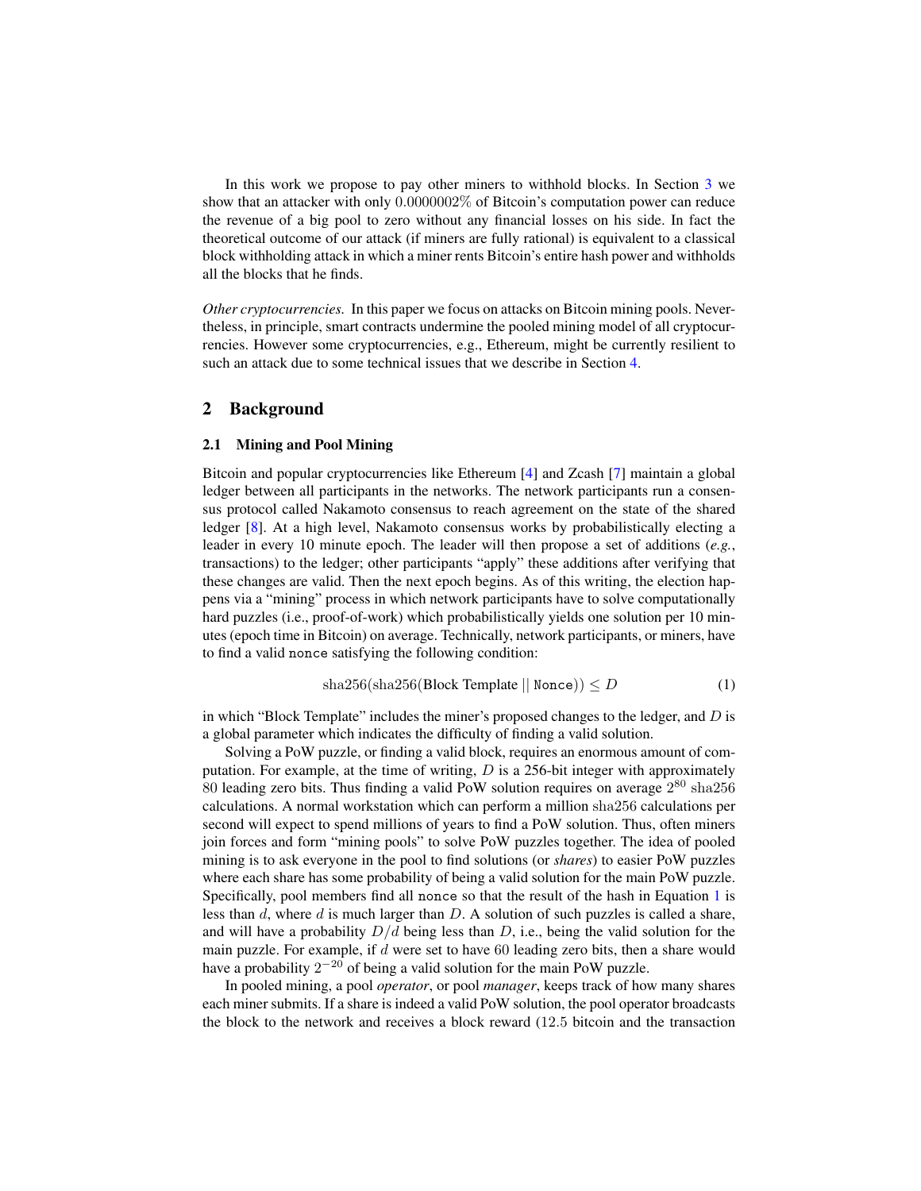In this work we propose to pay other miners to withhold blocks. In Section 3 we show that an attacker with only $0.0000002\%$ of Bitcoin's computation power can reduce the revenue of a big pool to zero without any financial losses on his side. In fact the theoretical outcome of our attack (if miners are fully rational) is equivalent to a classical block withholding attack in which a miner rents Bitcoin's entire hash power and withholds all the blocks that he finds.

*Other cryptocurrencies.* In this paper we focus on attacks on Bitcoin mining pools. Nevertheless, in principle, smart contracts undermine the pooled mining model of all cryptocurrencies. However some cryptocurrencies, e.g., Ethereum, might be currently resilient to such an attack due to some technical issues that we describe in Section 4.

## 2 Background

### 2.1 Mining and Pool Mining

Bitcoin and popular cryptocurrencies like Ethereum [4] and Zcash [7] maintain a global ledger between all participants in the networks. The network participants run a consensus protocol called Nakamoto consensus to reach agreement on the state of the shared ledger [8]. At a high level, Nakamoto consensus works by probabilistically electing a leader in every 10 minute epoch. The leader will then propose a set of additions (*e.g.*, transactions) to the ledger; other participants "apply" these additions after verifying that these changes are valid. Then the next epoch begins. As of this writing, the election happens via a "mining" process in which network participants have to solve computationally hard puzzles (i.e., proof-of-work) which probabilistically yields one solution per 10 minutes (epoch time in Bitcoin) on average. Technically, network participants, or miners, have to find a valid `nonce` satisfying the following condition:

$$\text{sha256}(\text{sha256}(\text{Block Template} \mid\mid \texttt{Nonce})) \leq D \tag{1}$$

in which "Block Template" includes the miner's proposed changes to the ledger, and $D$ is a global parameter which indicates the difficulty of finding a valid solution.

Solving a PoW puzzle, or finding a valid block, requires an enormous amount of computation. For example, at the time of writing, $D$ is a 256-bit integer with approximately 80 leading zero bits. Thus finding a valid PoW solution requires on average $2^{80}$ sha256 calculations. A normal workstation which can perform a million sha256 calculations per second will expect to spend millions of years to find a PoW solution. Thus, often miners join forces and form "mining pools" to solve PoW puzzles together. The idea of pooled mining is to ask everyone in the pool to find solutions (or *shares*) to easier PoW puzzles where each share has some probability of being a valid solution for the main PoW puzzle. Specifically, pool members find all `nonce` so that the result of the hash in Equation 1 is less than $d$, where $d$ is much larger than $D$. A solution of such puzzles is called a share, and will have a probability $D/d$ being less than $D$, i.e., being the valid solution for the main puzzle. For example, if $d$ were set to have 60 leading zero bits, then a share would have a probability $2^{-20}$ of being a valid solution for the main PoW puzzle.

In pooled mining, a pool *operator*, or pool *manager*, keeps track of how many shares each miner submits. If a share is indeed a valid PoW solution, the pool operator broadcasts the block to the network and receives a block reward (12.5 bitcoin and the transaction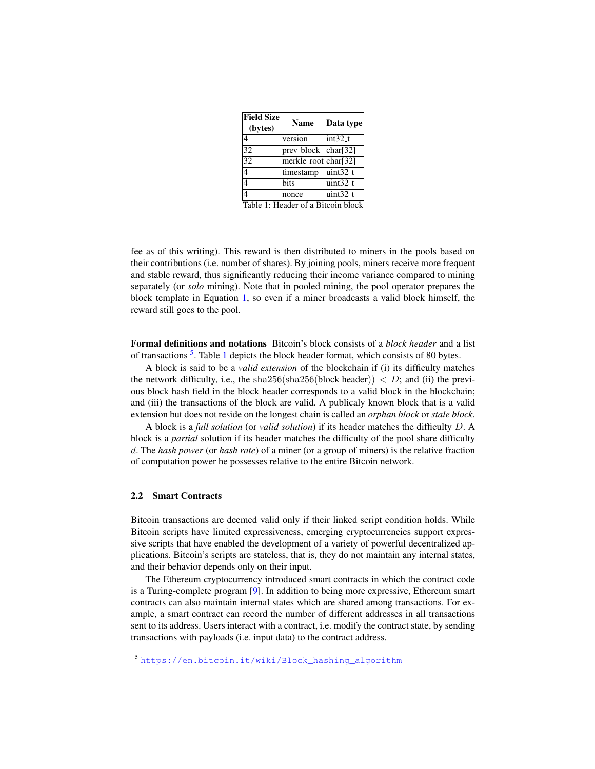| Field Size (bytes) | Name | Data type |
|---|---|---|
| 4 | version | int32_t |
| 32 | prev_block | char[32] |
| 32 | merkle_root | char[32] |
| 4 | timestamp | uint32_t |
| 4 | bits | uint32_t |
| 4 | nonce | uint32_t |

Table 1: Header of a Bitcoin block

fee as of this writing). This reward is then distributed to miners in the pools based on their contributions (i.e. number of shares). By joining pools, miners receive more frequent and stable reward, thus significantly reducing their income variance compared to mining separately (or *solo* mining). Note that in pooled mining, the pool operator prepares the block template in Equation 1, so even if a miner broadcasts a valid block himself, the reward still goes to the pool.

**Formal definitions and notations** Bitcoin's block consists of a *block header* and a list of transactions [5]. Table 1 depicts the block header format, which consists of 80 bytes.

A block is said to be a *valid extension* of the blockchain if (i) its difficulty matches the network difficulty, i.e., the $\mathrm{sha256}(\mathrm{sha256}(\text{block header})) < D$; and (ii) the previous block hash field in the block header corresponds to a valid block in the blockchain; and (iii) the transactions of the block are valid. A publicaly known block that is a valid extension but does not reside on the longest chain is called an *orphan block* or *stale block*.

A block is a *full solution* (or *valid solution*) if its header matches the difficulty $D$. A block is a *partial* solution if its header matches the difficulty of the pool share difficulty $d$. The *hash power* (or *hash rate*) of a miner (or a group of miners) is the relative fraction of computation power he possesses relative to the entire Bitcoin network.

### 2.2 Smart Contracts

Bitcoin transactions are deemed valid only if their linked script condition holds. While Bitcoin scripts have limited expressiveness, emerging cryptocurrencies support expressive scripts that have enabled the development of a variety of powerful decentralized applications. Bitcoin's scripts are stateless, that is, they do not maintain any internal states, and their behavior depends only on their input.

The Ethereum cryptocurrency introduced smart contracts in which the contract code is a Turing-complete program [9]. In addition to being more expressive, Ethereum smart contracts can also maintain internal states which are shared among transactions. For example, a smart contract can record the number of different addresses in all transactions sent to its address. Users interact with a contract, i.e. modify the contract state, by sending transactions with payloads (i.e. input data) to the contract address.

[5] https://en.bitcoin.it/wiki/Block_hashing_algorithm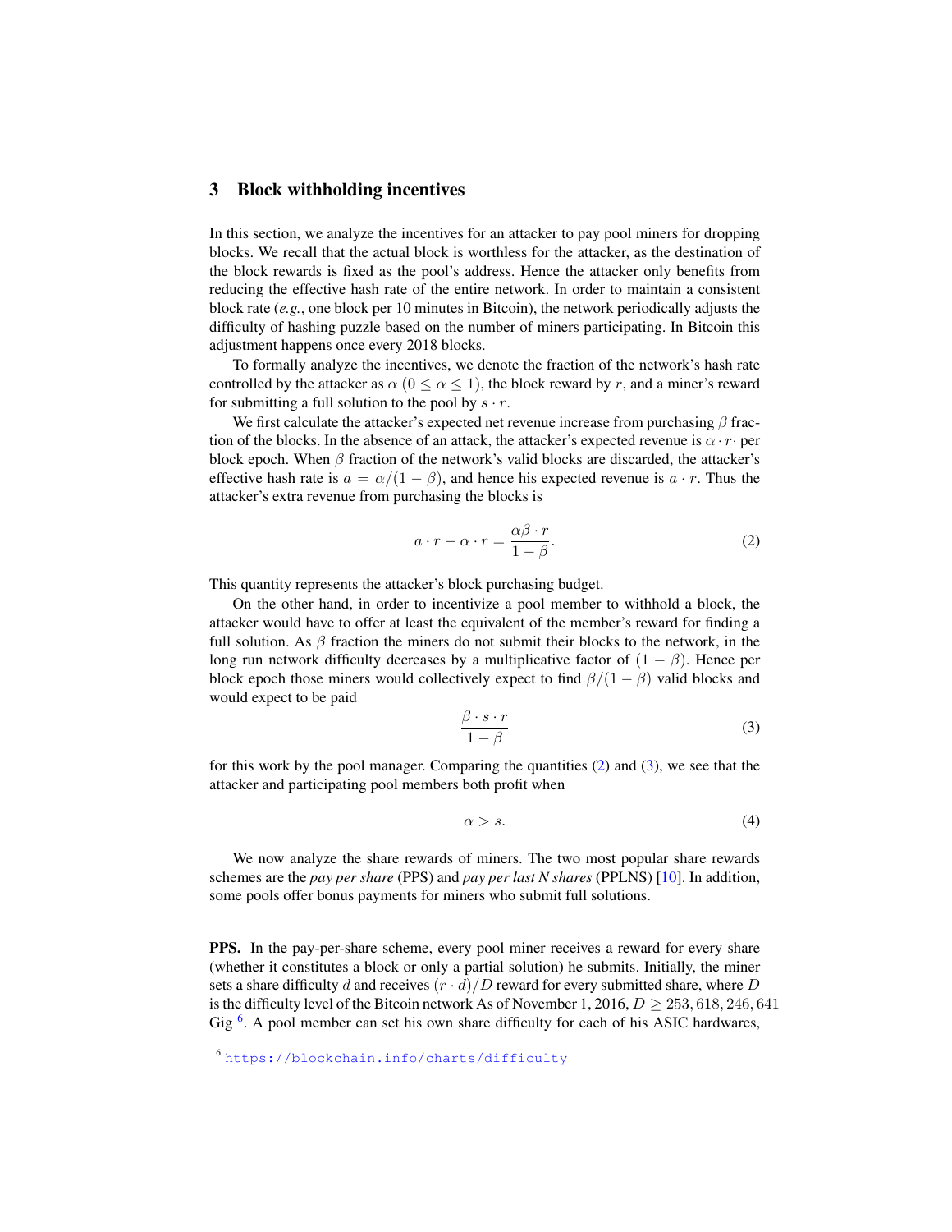## 3 Block withholding incentives

In this section, we analyze the incentives for an attacker to pay pool miners for dropping blocks. We recall that the actual block is worthless for the attacker, as the destination of the block rewards is fixed as the pool's address. Hence the attacker only benefits from reducing the effective hash rate of the entire network. In order to maintain a consistent block rate (*e.g.*, one block per 10 minutes in Bitcoin), the network periodically adjusts the difficulty of hashing puzzle based on the number of miners participating. In Bitcoin this adjustment happens once every 2018 blocks.

To formally analyze the incentives, we denote the fraction of the network's hash rate controlled by the attacker as $\alpha$ ($0 \leq \alpha \leq 1$), the block reward by $r$, and a miner's reward for submitting a full solution to the pool by $s \cdot r$.

We first calculate the attacker's expected net revenue increase from purchasing $\beta$ fraction of the blocks. In the absence of an attack, the attacker's expected revenue is $\alpha \cdot r \cdot$ per block epoch. When $\beta$ fraction of the network's valid blocks are discarded, the attacker's effective hash rate is $a = \alpha/(1-\beta)$, and hence his expected revenue is $a \cdot r$. Thus the attacker's extra revenue from purchasing the blocks is

$$a \cdot r - \alpha \cdot r = \frac{\alpha\beta \cdot r}{1-\beta}. \tag{2}$$

This quantity represents the attacker's block purchasing budget.

On the other hand, in order to incentivize a pool member to withhold a block, the attacker would have to offer at least the equivalent of the member's reward for finding a full solution. As $\beta$ fraction the miners do not submit their blocks to the network, in the long run network difficulty decreases by a multiplicative factor of $(1-\beta)$. Hence per block epoch those miners would collectively expect to find $\beta/(1-\beta)$ valid blocks and would expect to be paid

$$\frac{\beta \cdot s \cdot r}{1-\beta} \tag{3}$$

for this work by the pool manager. Comparing the quantities (2) and (3), we see that the attacker and participating pool members both profit when

$$\alpha > s. \tag{4}$$

We now analyze the share rewards of miners. The two most popular share rewards schemes are the *pay per share* (PPS) and *pay per last N shares* (PPLNS) [10]. In addition, some pools offer bonus payments for miners who submit full solutions.

**PPS.** In the pay-per-share scheme, every pool miner receives a reward for every share (whether it constitutes a block or only a partial solution) he submits. Initially, the miner sets a share difficulty $d$ and receives $(r \cdot d)/D$ reward for every submitted share, where $D$ is the difficulty level of the Bitcoin network As of November 1, 2016, $D \geq 253,618,246,641$ Gig [6]. A pool member can set his own share difficulty for each of his ASIC hardwares,

[6] https://blockchain.info/charts/difficulty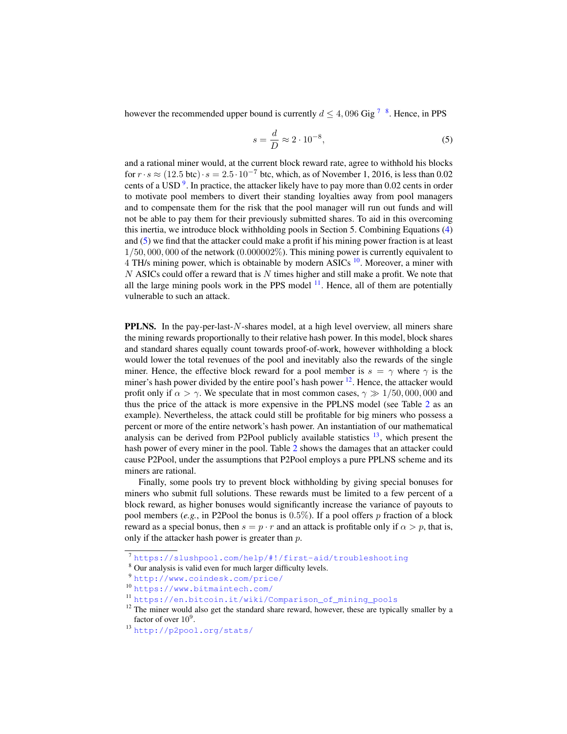however the recommended upper bound is currently $d \leq 4,096$ Gig [7] [8]. Hence, in PPS

$$s = \frac{d}{D} \approx 2 \cdot 10^{-8}, \tag{5}$$

and a rational miner would, at the current block reward rate, agree to withhold his blocks for $r \cdot s \approx (12.5 \text{ btc}) \cdot s = 2.5 \cdot 10^{-7}$ btc, which, as of November 1, 2016, is less than 0.02 cents of a USD [9]. In practice, the attacker likely have to pay more than 0.02 cents in order to motivate pool members to divert their standing loyalties away from pool managers and to compensate them for the risk that the pool manager will run out funds and will not be able to pay them for their previously submitted shares. To aid in this overcoming this inertia, we introduce block withholding pools in Section 5. Combining Equations (4) and (5) we find that the attacker could make a profit if his mining power fraction is at least $1/50,000,000$ of the network ($0.000002\%$). This mining power is currently equivalent to 4 TH/s mining power, which is obtainable by modern ASICs [10]. Moreover, a miner with $N$ ASICs could offer a reward that is $N$ times higher and still make a profit. We note that all the large mining pools work in the PPS model [11]. Hence, all of them are potentially vulnerable to such an attack.

**PPLNS.** In the pay-per-last-$N$-shares model, at a high level overview, all miners share the mining rewards proportionally to their relative hash power. In this model, block shares and standard shares equally count towards proof-of-work, however withholding a block would lower the total revenues of the pool and inevitably also the rewards of the single miner. Hence, the effective block reward for a pool member is $s = \gamma$ where $\gamma$ is the miner's hash power divided by the entire pool's hash power [12]. Hence, the attacker would profit only if $\alpha > \gamma$. We speculate that in most common cases, $\gamma \gg 1/50,000,000$ and thus the price of the attack is more expensive in the PPLNS model (see Table 2 as an example). Nevertheless, the attack could still be profitable for big miners who possess a percent or more of the entire network's hash power. An instantiation of our mathematical analysis can be derived from P2Pool publicly available statistics [13], which present the hash power of every miner in the pool. Table 2 shows the damages that an attacker could cause P2Pool, under the assumptions that P2Pool employs a pure PPLNS scheme and its miners are rational.

Finally, some pools try to prevent block withholding by giving special bonuses for miners who submit full solutions. These rewards must be limited to a few percent of a block reward, as higher bonuses would significantly increase the variance of payouts to pool members (*e.g.*, in P2Pool the bonus is $0.5\%$). If a pool offers $p$ fraction of a block reward as a special bonus, then $s = p \cdot r$ and an attack is profitable only if $\alpha > p$, that is, only if the attacker hash power is greater than $p$.

---

[7] https://slushpool.com/help/#!/first-aid/troubleshooting

[8] Our analysis is valid even for much larger difficulty levels.

[9] http://www.coindesk.com/price/

[10] https://www.bitmaintech.com/

[11] https://en.bitcoin.it/wiki/Comparison_of_mining_pools

[12] The miner would also get the standard share reward, however, these are typically smaller by a factor of over $10^9$.

[13] http://p2pool.org/stats/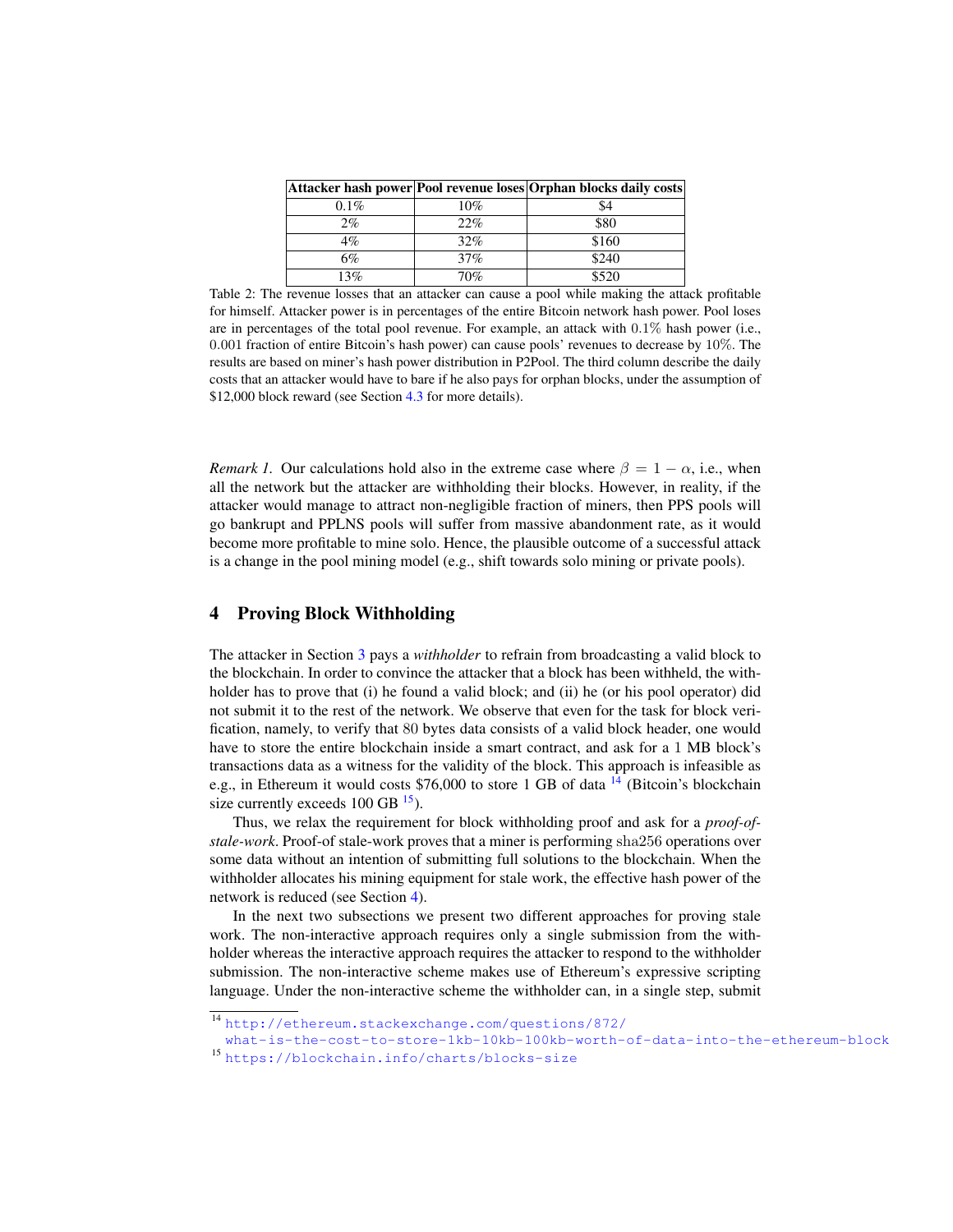| Attacker hash power | Pool revenue loses | Orphan blocks daily costs |
|---|---|---|
| 0.1% | 10% | $4 |
| 2% | 22% | $80 |
| 4% | 32% | $160 |
| 6% | 37% | $240 |
| 13% | 70% | $520 |

Table 2: The revenue losses that an attacker can cause a pool while making the attack profitable for himself. Attacker power is in percentages of the entire Bitcoin network hash power. Pool loses are in percentages of the total pool revenue. For example, an attack with 0.1% hash power (i.e., 0.001 fraction of entire Bitcoin's hash power) can cause pools' revenues to decrease by 10%. The results are based on miner's hash power distribution in P2Pool. The third column describe the daily costs that an attacker would have to bare if he also pays for orphan blocks, under the assumption of $12,000 block reward (see Section 4.3 for more details).

*Remark 1.* Our calculations hold also in the extreme case where $\beta = 1 - \alpha$, i.e., when all the network but the attacker are withholding their blocks. However, in reality, if the attacker would manage to attract non-negligible fraction of miners, then PPS pools will go bankrupt and PPLNS pools will suffer from massive abandonment rate, as it would become more profitable to mine solo. Hence, the plausible outcome of a successful attack is a change in the pool mining model (e.g., shift towards solo mining or private pools).

## 4 Proving Block Withholding

The attacker in Section 3 pays a *withholder* to refrain from broadcasting a valid block to the blockchain. In order to convince the attacker that a block has been withheld, the withholder has to prove that (i) he found a valid block; and (ii) he (or his pool operator) did not submit it to the rest of the network. We observe that even for the task for block verification, namely, to verify that 80 bytes data consists of a valid block header, one would have to store the entire blockchain inside a smart contract, and ask for a 1 MB block's transactions data as a witness for the validity of the block. This approach is infeasible as e.g., in Ethereum it would costs $76,000 to store 1 GB of data [14] (Bitcoin's blockchain size currently exceeds 100 GB [15]).

Thus, we relax the requirement for block withholding proof and ask for a *proof-of-stale-work*. Proof-of stale-work proves that a miner is performing sha256 operations over some data without an intention of submitting full solutions to the blockchain. When the withholder allocates his mining equipment for stale work, the effective hash power of the network is reduced (see Section 4).

In the next two subsections we present two different approaches for proving stale work. The non-interactive approach requires only a single submission from the withholder whereas the interactive approach requires the attacker to respond to the withholder submission. The non-interactive scheme makes use of Ethereum's expressive scripting language. Under the non-interactive scheme the withholder can, in a single step, submit

[14] http://ethereum.stackexchange.com/questions/872/what-is-the-cost-to-store-1kb-10kb-100kb-worth-of-data-into-the-ethereum-block

[15] https://blockchain.info/charts/blocks-size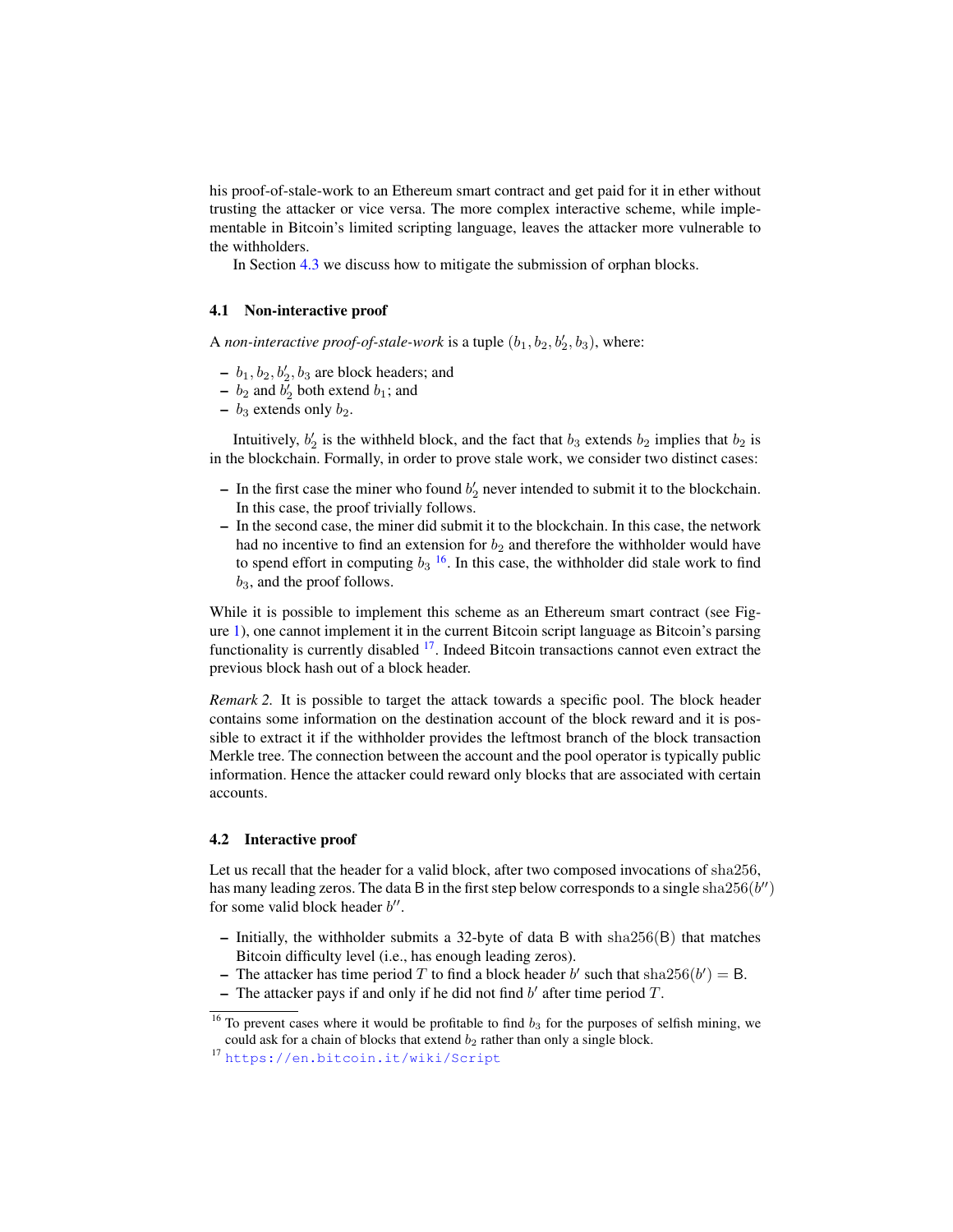his proof-of-stale-work to an Ethereum smart contract and get paid for it in ether without trusting the attacker or vice versa. The more complex interactive scheme, while implementable in Bitcoin's limited scripting language, leaves the attacker more vulnerable to the withholders.

In Section 4.3 we discuss how to mitigate the submission of orphan blocks.

### 4.1 Non-interactive proof

A *non-interactive proof-of-stale-work* is a tuple $(b_1, b_2, b'_2, b_3)$, where:

- $b_1, b_2, b'_2, b_3$ are block headers; and
- $b_2$ and $b'_2$ both extend $b_1$; and
- $b_3$ extends only $b_2$.

Intuitively, $b'_2$ is the withheld block, and the fact that $b_3$ extends $b_2$ implies that $b_2$ is in the blockchain. Formally, in order to prove stale work, we consider two distinct cases:

- In the first case the miner who found $b'_2$ never intended to submit it to the blockchain. In this case, the proof trivially follows.
- In the second case, the miner did submit it to the blockchain. In this case, the network had no incentive to find an extension for $b_2$ and therefore the withholder would have to spend effort in computing $b_3$ [16]. In this case, the withholder did stale work to find $b_3$, and the proof follows.

While it is possible to implement this scheme as an Ethereum smart contract (see Figure 1), one cannot implement it in the current Bitcoin script language as Bitcoin's parsing functionality is currently disabled [17]. Indeed Bitcoin transactions cannot even extract the previous block hash out of a block header.

*Remark 2.* It is possible to target the attack towards a specific pool. The block header contains some information on the destination account of the block reward and it is possible to extract it if the withholder provides the leftmost branch of the block transaction Merkle tree. The connection between the account and the pool operator is typically public information. Hence the attacker could reward only blocks that are associated with certain accounts.

### 4.2 Interactive proof

Let us recall that the header for a valid block, after two composed invocations of $\mathrm{sha256}$, has many leading zeros. The data $\mathsf{B}$ in the first step below corresponds to a single $\mathrm{sha256}(b'')$ for some valid block header $b''$.

- Initially, the withholder submits a 32-byte of data $\mathsf{B}$ with $\mathrm{sha256}(\mathsf{B})$ that matches Bitcoin difficulty level (i.e., has enough leading zeros).
- The attacker has time period $T$ to find a block header $b'$ such that $\mathrm{sha256}(b') = \mathsf{B}$.
- The attacker pays if and only if he did not find $b'$ after time period $T$.

[16] To prevent cases where it would be profitable to find $b_3$ for the purposes of selfish mining, we could ask for a chain of blocks that extend $b_2$ rather than only a single block.

[17] https://en.bitcoin.it/wiki/Script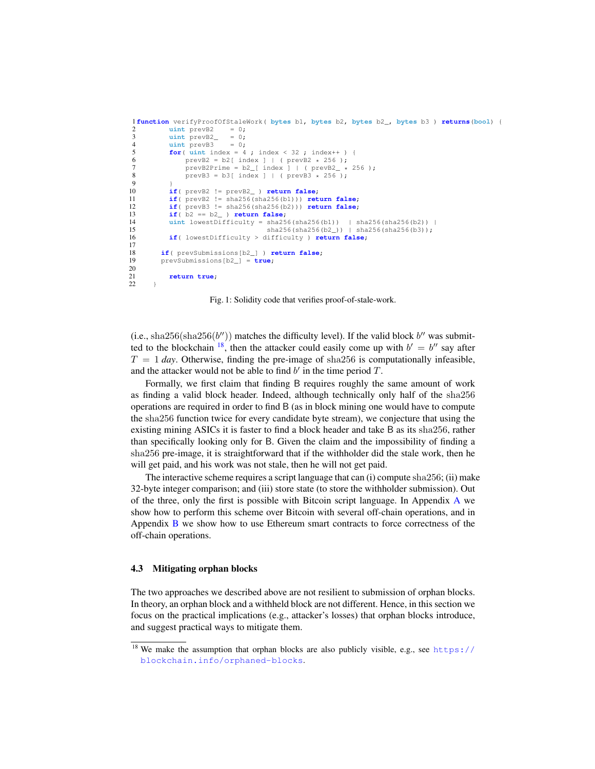```
1 function verifyProofOfStaleWork( bytes b1, bytes b2, bytes b2_, bytes b3 ) returns(bool) {
2         uint prevB2    = 0;
3         uint prevB2_   = 0;
4         uint prevB3    = 0;
5         for( uint index = 4 ; index < 32 ; index++ ) {
6             prevB2 = b2[ index ] | ( prevB2 * 256 );
7             prevB2Prime = b2_[ index ] | ( prevB2_ * 256 );
8             prevB3 = b3[ index ] | ( prevB3 * 256 );
9         }
10        if( prevB2 != prevB2_ ) return false;
11        if( prevB2 != sha256(sha256(b1))) return false;
12        if( prevB3 != sha256(sha256(b2))) return false;
13        if( b2 == b2_ ) return false;
14        uint lowestDifficulty = sha256(sha256(b1))  | sha256(sha256(b2)) |
15                                sha256(sha256(b2_)) | sha256(sha256(b3));
16        if( lowestDifficulty > difficulty ) return false;
17
18      if( prevSubmissions[b2_] ) return false;
19      prevSubmissions[b2_] = true;
20
21        return true;
22    }
```

Fig. 1: Solidity code that verifies proof-of-stale-work.

(i.e., $\text{sha256}(\text{sha256}(b''))$ matches the difficulty level). If the valid block $b''$ was submitted to the blockchain [18], then the attacker could easily come up with $b' = b''$ say after $T = 1$ *day*. Otherwise, finding the pre-image of sha256 is computationally infeasible, and the attacker would not be able to find $b'$ in the time period $T$.

Formally, we first claim that finding B requires roughly the same amount of work as finding a valid block header. Indeed, although technically only half of the sha256 operations are required in order to find B (as in block mining one would have to compute the sha256 function twice for every candidate byte stream), we conjecture that using the existing mining ASICs it is faster to find a block header and take B as its sha256, rather than specifically looking only for B. Given the claim and the impossibility of finding a sha256 pre-image, it is straightforward that if the withholder did the stale work, then he will get paid, and his work was not stale, then he will not get paid.

The interactive scheme requires a script language that can (i) compute sha256; (ii) make 32-byte integer comparison; and (iii) store state (to store the withholder submission). Out of the three, only the first is possible with Bitcoin script language. In Appendix A we show how to perform this scheme over Bitcoin with several off-chain operations, and in Appendix B we show how to use Ethereum smart contracts to force correctness of the off-chain operations.

### 4.3 Mitigating orphan blocks

The two approaches we described above are not resilient to submission of orphan blocks. In theory, an orphan block and a withheld block are not different. Hence, in this section we focus on the practical implications (e.g., attacker's losses) that orphan blocks introduce, and suggest practical ways to mitigate them.

[18] We make the assumption that orphan blocks are also publicly visible, e.g., see https://blockchain.info/orphaned-blocks.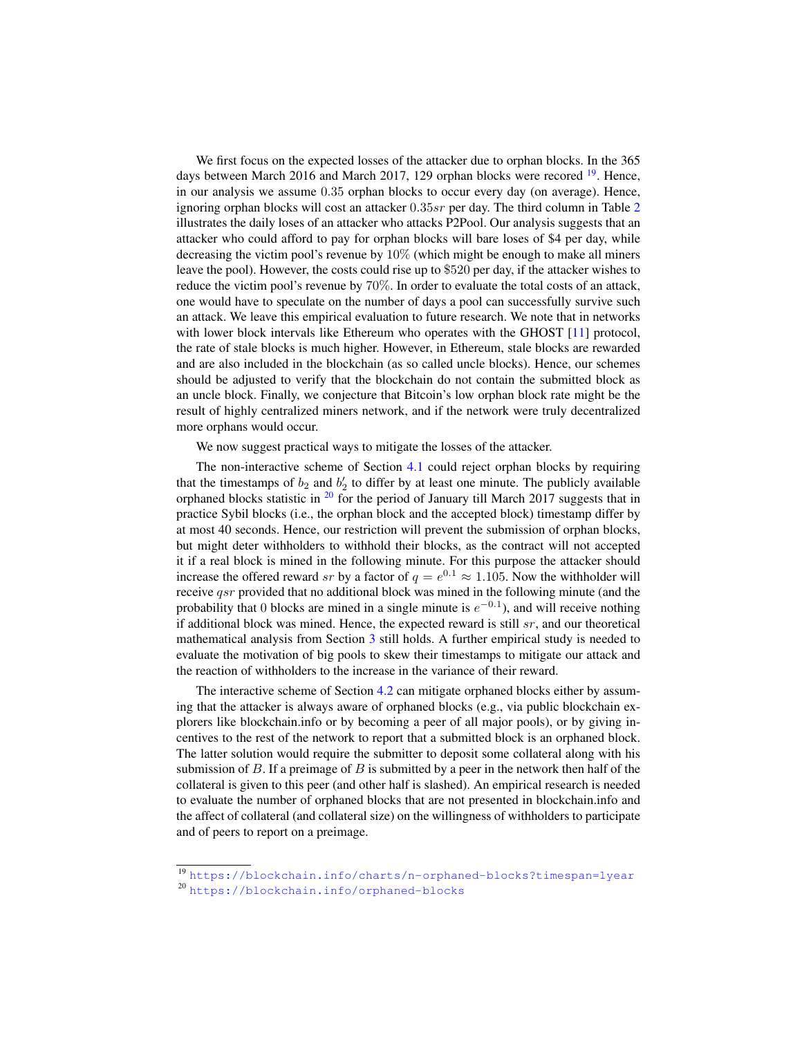We first focus on the expected losses of the attacker due to orphan blocks. In the 365 days between March 2016 and March 2017, 129 orphan blocks were recored [19]. Hence, in our analysis we assume $0.35$ orphan blocks to occur every day (on average). Hence, ignoring orphan blocks will cost an attacker $0.35sr$ per day. The third column in Table 2 illustrates the daily loses of an attacker who attacks P2Pool. Our analysis suggests that an attacker who could afford to pay for orphan blocks will bare loses of $4 per day, while decreasing the victim pool's revenue by $10\%$ (which might be enough to make all miners leave the pool). However, the costs could rise up to $520 per day, if the attacker wishes to reduce the victim pool's revenue by $70\%$. In order to evaluate the total costs of an attack, one would have to speculate on the number of days a pool can successfully survive such an attack. We leave this empirical evaluation to future research. We note that in networks with lower block intervals like Ethereum who operates with the GHOST [11] protocol, the rate of stale blocks is much higher. However, in Ethereum, stale blocks are rewarded and are also included in the blockchain (as so called uncle blocks). Hence, our schemes should be adjusted to verify that the blockchain do not contain the submitted block as an uncle block. Finally, we conjecture that Bitcoin's low orphan block rate might be the result of highly centralized miners network, and if the network were truly decentralized more orphans would occur.

We now suggest practical ways to mitigate the losses of the attacker.

The non-interactive scheme of Section 4.1 could reject orphan blocks by requiring that the timestamps of $b_2$ and $b_2'$ to differ by at least one minute. The publicly available orphaned blocks statistic in [20] for the period of January till March 2017 suggests that in practice Sybil blocks (i.e., the orphan block and the accepted block) timestamp differ by at most 40 seconds. Hence, our restriction will prevent the submission of orphan blocks, but might deter withholders to withhold their blocks, as the contract will not accepted it if a real block is mined in the following minute. For this purpose the attacker should increase the offered reward $sr$ by a factor of $q = e^{0.1} \approx 1.105$. Now the withholder will receive $qsr$ provided that no additional block was mined in the following minute (and the probability that 0 blocks are mined in a single minute is $e^{-0.1}$), and will receive nothing if additional block was mined. Hence, the expected reward is still $sr$, and our theoretical mathematical analysis from Section 3 still holds. A further empirical study is needed to evaluate the motivation of big pools to skew their timestamps to mitigate our attack and the reaction of withholders to the increase in the variance of their reward.

The interactive scheme of Section 4.2 can mitigate orphaned blocks either by assuming that the attacker is always aware of orphaned blocks (e.g., via public blockchain explorers like blockchain.info or by becoming a peer of all major pools), or by giving incentives to the rest of the network to report that a submitted block is an orphaned block. The latter solution would require the submitter to deposit some collateral along with his submission of $B$. If a preimage of $B$ is submitted by a peer in the network then half of the collateral is given to this peer (and other half is slashed). An empirical research is needed to evaluate the number of orphaned blocks that are not presented in blockchain.info and the affect of collateral (and collateral size) on the willingness of withholders to participate and of peers to report on a preimage.

[19] https://blockchain.info/charts/n-orphaned-blocks?timespan=1year

[20] https://blockchain.info/orphaned-blocks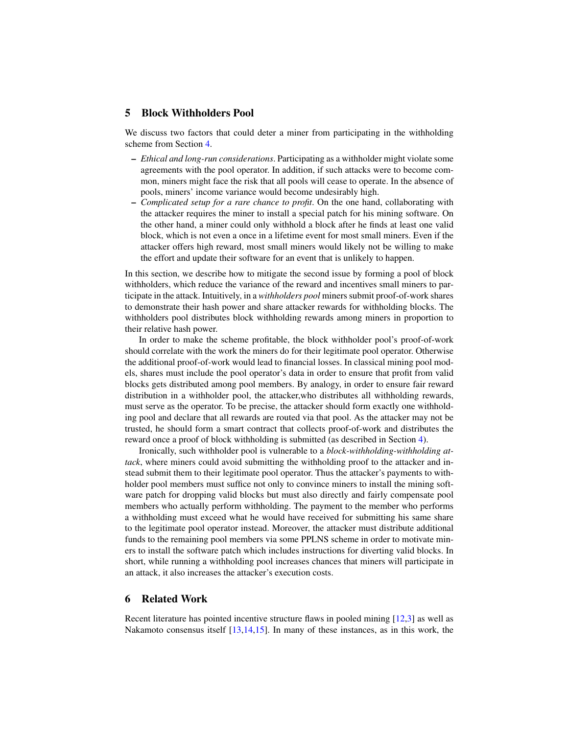## 5 Block Withholders Pool

We discuss two factors that could deter a miner from participating in the withholding scheme from Section 4.

- *Ethical and long-run considerations*. Participating as a withholder might violate some agreements with the pool operator. In addition, if such attacks were to become common, miners might face the risk that all pools will cease to operate. In the absence of pools, miners' income variance would become undesirably high.
- *Complicated setup for a rare chance to profit*. On the one hand, collaborating with the attacker requires the miner to install a special patch for his mining software. On the other hand, a miner could only withhold a block after he finds at least one valid block, which is not even a once in a lifetime event for most small miners. Even if the attacker offers high reward, most small miners would likely not be willing to make the effort and update their software for an event that is unlikely to happen.

In this section, we describe how to mitigate the second issue by forming a pool of block withholders, which reduce the variance of the reward and incentives small miners to participate in the attack. Intuitively, in a *withholders pool* miners submit proof-of-work shares to demonstrate their hash power and share attacker rewards for withholding blocks. The withholders pool distributes block withholding rewards among miners in proportion to their relative hash power.

In order to make the scheme profitable, the block withholder pool's proof-of-work should correlate with the work the miners do for their legitimate pool operator. Otherwise the additional proof-of-work would lead to financial losses. In classical mining pool models, shares must include the pool operator's data in order to ensure that profit from valid blocks gets distributed among pool members. By analogy, in order to ensure fair reward distribution in a withholder pool, the attacker,who distributes all withholding rewards, must serve as the operator. To be precise, the attacker should form exactly one withholding pool and declare that all rewards are routed via that pool. As the attacker may not be trusted, he should form a smart contract that collects proof-of-work and distributes the reward once a proof of block withholding is submitted (as described in Section 4).

Ironically, such withholder pool is vulnerable to a *block-withholding-withholding attack*, where miners could avoid submitting the withholding proof to the attacker and instead submit them to their legitimate pool operator. Thus the attacker's payments to withholder pool members must suffice not only to convince miners to install the mining software patch for dropping valid blocks but must also directly and fairly compensate pool members who actually perform withholding. The payment to the member who performs a withholding must exceed what he would have received for submitting his same share to the legitimate pool operator instead. Moreover, the attacker must distribute additional funds to the remaining pool members via some PPLNS scheme in order to motivate miners to install the software patch which includes instructions for diverting valid blocks. In short, while running a withholding pool increases chances that miners will participate in an attack, it also increases the attacker's execution costs.

## 6 Related Work

Recent literature has pointed incentive structure flaws in pooled mining [12,3] as well as Nakamoto consensus itself [13,14,15]. In many of these instances, as in this work, the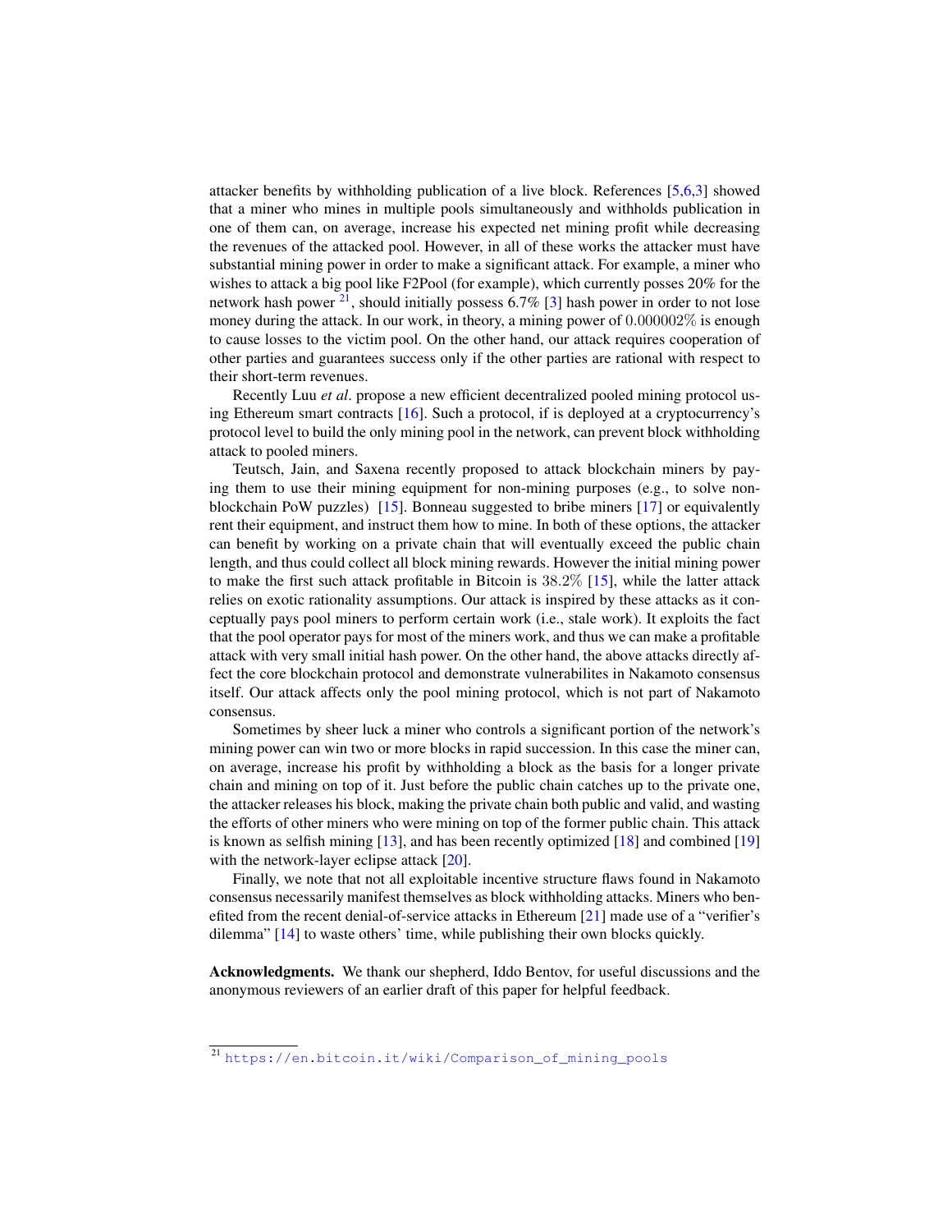attacker benefits by withholding publication of a live block. References [5,6,3] showed that a miner who mines in multiple pools simultaneously and withholds publication in one of them can, on average, increase his expected net mining profit while decreasing the revenues of the attacked pool. However, in all of these works the attacker must have substantial mining power in order to make a significant attack. For example, a miner who wishes to attack a big pool like F2Pool (for example), which currently posses 20% for the network hash power [21], should initially possess 6.7% [3] hash power in order to not lose money during the attack. In our work, in theory, a mining power of $0.000002\%$ is enough to cause losses to the victim pool. On the other hand, our attack requires cooperation of other parties and guarantees success only if the other parties are rational with respect to their short-term revenues.

Recently Luu *et al*. propose a new efficient decentralized pooled mining protocol using Ethereum smart contracts [16]. Such a protocol, if is deployed at a cryptocurrency's protocol level to build the only mining pool in the network, can prevent block withholding attack to pooled miners.

Teutsch, Jain, and Saxena recently proposed to attack blockchain miners by paying them to use their mining equipment for non-mining purposes (e.g., to solve non-blockchain PoW puzzles) [15]. Bonneau suggested to bribe miners [17] or equivalently rent their equipment, and instruct them how to mine. In both of these options, the attacker can benefit by working on a private chain that will eventually exceed the public chain length, and thus could collect all block mining rewards. However the initial mining power to make the first such attack profitable in Bitcoin is $38.2\%$ [15], while the latter attack relies on exotic rationality assumptions. Our attack is inspired by these attacks as it conceptually pays pool miners to perform certain work (i.e., stale work). It exploits the fact that the pool operator pays for most of the miners work, and thus we can make a profitable attack with very small initial hash power. On the other hand, the above attacks directly affect the core blockchain protocol and demonstrate vulnerabilites in Nakamoto consensus itself. Our attack affects only the pool mining protocol, which is not part of Nakamoto consensus.

Sometimes by sheer luck a miner who controls a significant portion of the network's mining power can win two or more blocks in rapid succession. In this case the miner can, on average, increase his profit by withholding a block as the basis for a longer private chain and mining on top of it. Just before the public chain catches up to the private one, the attacker releases his block, making the private chain both public and valid, and wasting the efforts of other miners who were mining on top of the former public chain. This attack is known as selfish mining [13], and has been recently optimized [18] and combined [19] with the network-layer eclipse attack [20].

Finally, we note that not all exploitable incentive structure flaws found in Nakamoto consensus necessarily manifest themselves as block withholding attacks. Miners who benefited from the recent denial-of-service attacks in Ethereum [21] made use of a "verifier's dilemma" [14] to waste others' time, while publishing their own blocks quickly.

**Acknowledgments.** We thank our shepherd, Iddo Bentov, for useful discussions and the anonymous reviewers of an earlier draft of this paper for helpful feedback.

[21] https://en.bitcoin.it/wiki/Comparison_of_mining_pools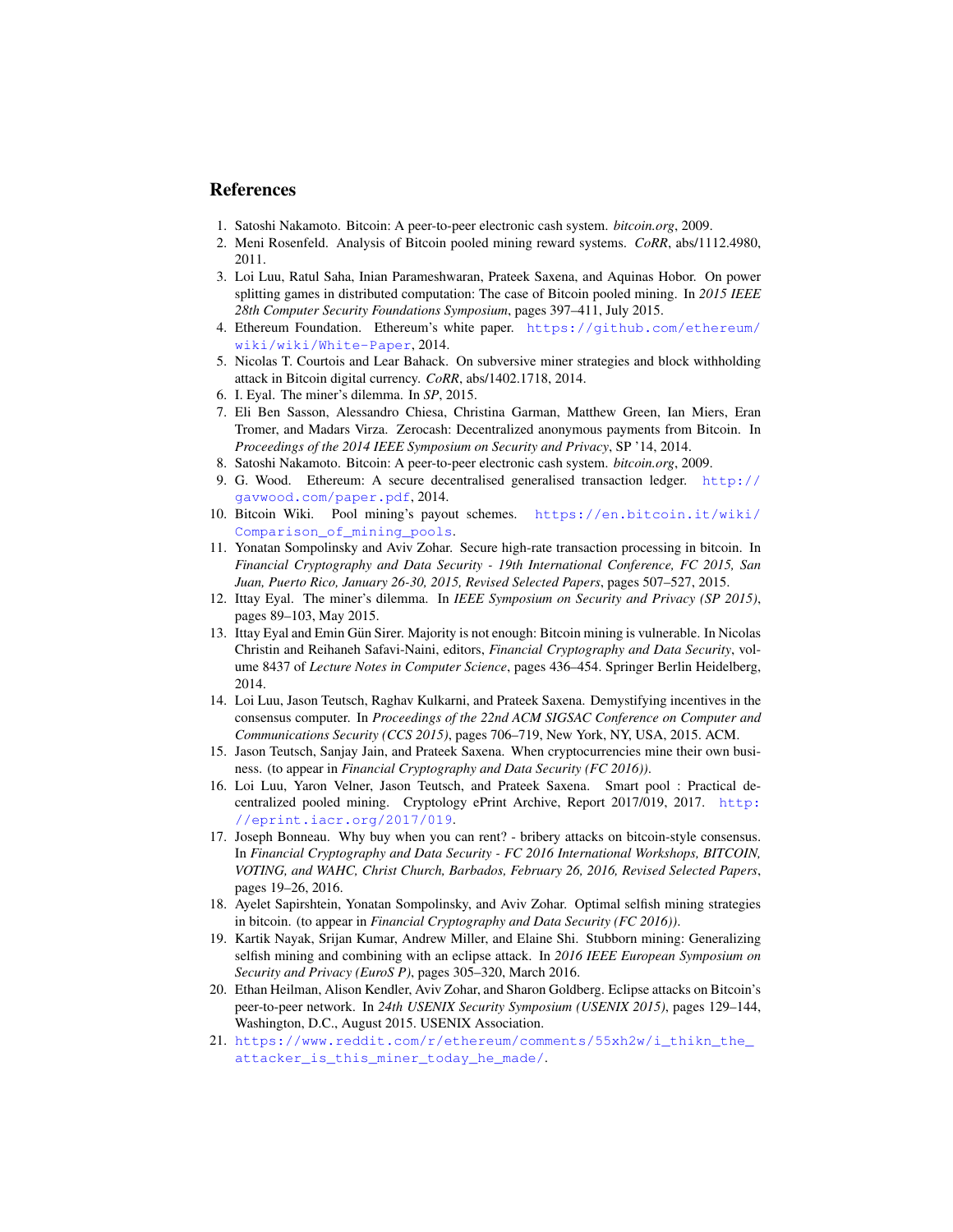## References

1. Satoshi Nakamoto. Bitcoin: A peer-to-peer electronic cash system. *bitcoin.org*, 2009.
2. Meni Rosenfeld. Analysis of Bitcoin pooled mining reward systems. *CoRR*, abs/1112.4980, 2011.
3. Loi Luu, Ratul Saha, Inian Parameshwaran, Prateek Saxena, and Aquinas Hobor. On power splitting games in distributed computation: The case of Bitcoin pooled mining. In *2015 IEEE 28th Computer Security Foundations Symposium*, pages 397–411, July 2015.
4. Ethereum Foundation. Ethereum's white paper. https://github.com/ethereum/wiki/wiki/White-Paper, 2014.
5. Nicolas T. Courtois and Lear Bahack. On subversive miner strategies and block withholding attack in Bitcoin digital currency. *CoRR*, abs/1402.1718, 2014.
6. I. Eyal. The miner's dilemma. In *SP*, 2015.
7. Eli Ben Sasson, Alessandro Chiesa, Christina Garman, Matthew Green, Ian Miers, Eran Tromer, and Madars Virza. Zerocash: Decentralized anonymous payments from Bitcoin. In *Proceedings of the 2014 IEEE Symposium on Security and Privacy*, SP '14, 2014.
8. Satoshi Nakamoto. Bitcoin: A peer-to-peer electronic cash system. *bitcoin.org*, 2009.
9. G. Wood. Ethereum: A secure decentralised generalised transaction ledger. http://gavwood.com/paper.pdf, 2014.
10. Bitcoin Wiki. Pool mining's payout schemes. https://en.bitcoin.it/wiki/Comparison_of_mining_pools.
11. Yonatan Sompolinsky and Aviv Zohar. Secure high-rate transaction processing in bitcoin. In *Financial Cryptography and Data Security - 19th International Conference, FC 2015, San Juan, Puerto Rico, January 26-30, 2015, Revised Selected Papers*, pages 507–527, 2015.
12. Ittay Eyal. The miner's dilemma. In *IEEE Symposium on Security and Privacy (SP 2015)*, pages 89–103, May 2015.
13. Ittay Eyal and Emin Gün Sirer. Majority is not enough: Bitcoin mining is vulnerable. In Nicolas Christin and Reihaneh Safavi-Naini, editors, *Financial Cryptography and Data Security*, volume 8437 of *Lecture Notes in Computer Science*, pages 436–454. Springer Berlin Heidelberg, 2014.
14. Loi Luu, Jason Teutsch, Raghav Kulkarni, and Prateek Saxena. Demystifying incentives in the consensus computer. In *Proceedings of the 22nd ACM SIGSAC Conference on Computer and Communications Security (CCS 2015)*, pages 706–719, New York, NY, USA, 2015. ACM.
15. Jason Teutsch, Sanjay Jain, and Prateek Saxena. When cryptocurrencies mine their own business. (to appear in *Financial Cryptography and Data Security (FC 2016)*).
16. Loi Luu, Yaron Velner, Jason Teutsch, and Prateek Saxena. Smart pool : Practical decentralized pooled mining. Cryptology ePrint Archive, Report 2017/019, 2017. http://eprint.iacr.org/2017/019.
17. Joseph Bonneau. Why buy when you can rent? - bribery attacks on bitcoin-style consensus. In *Financial Cryptography and Data Security - FC 2016 International Workshops, BITCOIN, VOTING, and WAHC, Christ Church, Barbados, February 26, 2016, Revised Selected Papers*, pages 19–26, 2016.
18. Ayelet Sapirshtein, Yonatan Sompolinsky, and Aviv Zohar. Optimal selfish mining strategies in bitcoin. (to appear in *Financial Cryptography and Data Security (FC 2016)*).
19. Kartik Nayak, Srijan Kumar, Andrew Miller, and Elaine Shi. Stubborn mining: Generalizing selfish mining and combining with an eclipse attack. In *2016 IEEE European Symposium on Security and Privacy (EuroS P)*, pages 305–320, March 2016.
20. Ethan Heilman, Alison Kendler, Aviv Zohar, and Sharon Goldberg. Eclipse attacks on Bitcoin's peer-to-peer network. In *24th USENIX Security Symposium (USENIX 2015)*, pages 129–144, Washington, D.C., August 2015. USENIX Association.
21. https://www.reddit.com/r/ethereum/comments/55xh2w/i_thikn_the_attacker_is_this_miner_today_he_made/.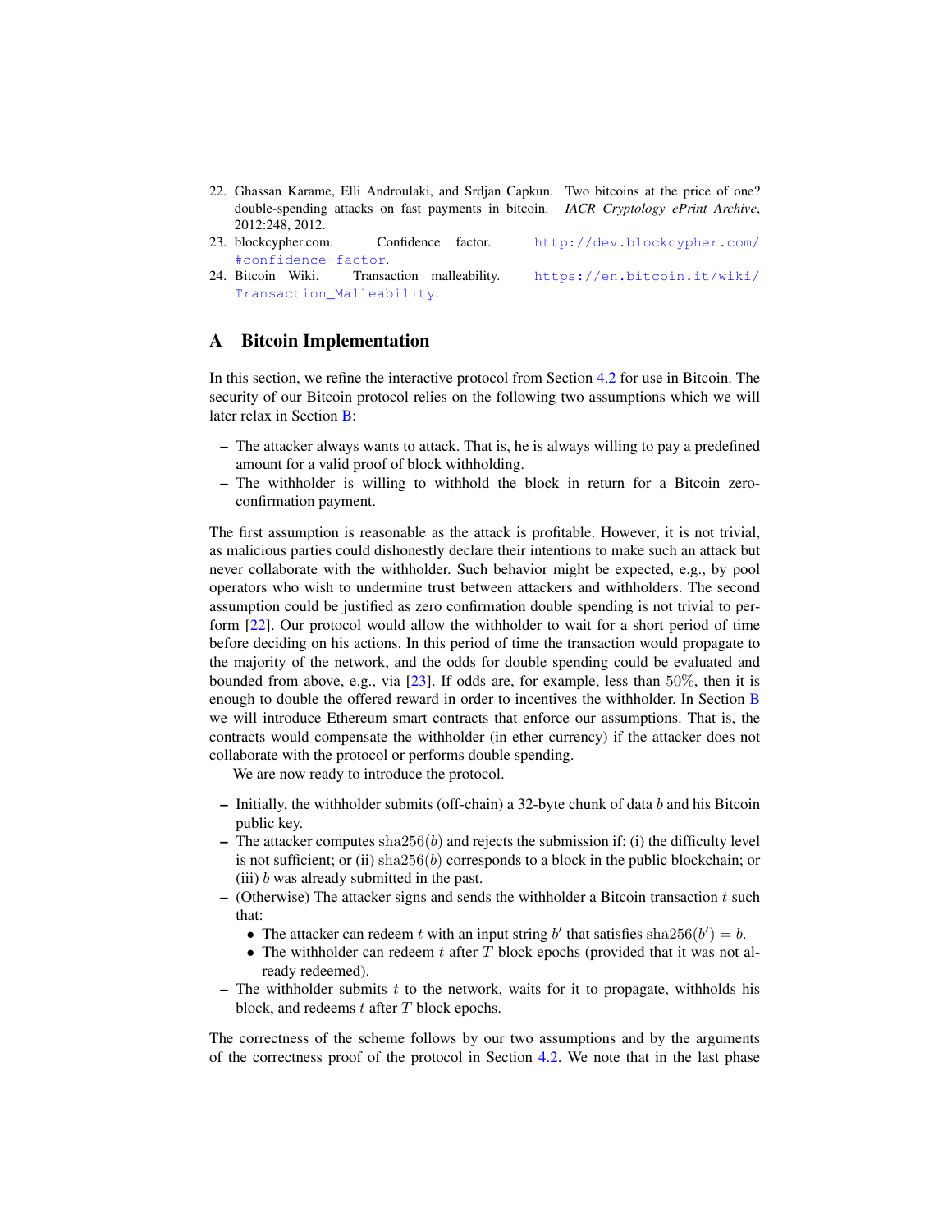22. Ghassan Karame, Elli Androulaki, and Srdjan Capkun. Two bitcoins at the price of one? double-spending attacks on fast payments in bitcoin. *IACR Cryptology ePrint Archive*, 2012:248, 2012.
23. blockcypher.com. Confidence factor. http://dev.blockcypher.com/#confidence-factor.
24. Bitcoin Wiki. Transaction malleability. https://en.bitcoin.it/wiki/Transaction_Malleability.

## A Bitcoin Implementation

In this section, we refine the interactive protocol from Section 4.2 for use in Bitcoin. The security of our Bitcoin protocol relies on the following two assumptions which we will later relax in Section B:

- The attacker always wants to attack. That is, he is always willing to pay a predefined amount for a valid proof of block withholding.
- The withholder is willing to withhold the block in return for a Bitcoin zero-confirmation payment.

The first assumption is reasonable as the attack is profitable. However, it is not trivial, as malicious parties could dishonestly declare their intentions to make such an attack but never collaborate with the withholder. Such behavior might be expected, e.g., by pool operators who wish to undermine trust between attackers and withholders. The second assumption could be justified as zero confirmation double spending is not trivial to perform [22]. Our protocol would allow the withholder to wait for a short period of time before deciding on his actions. In this period of time the transaction would propagate to the majority of the network, and the odds for double spending could be evaluated and bounded from above, e.g., via [23]. If odds are, for example, less than $50\%$, then it is enough to double the offered reward in order to incentives the withholder. In Section B we will introduce Ethereum smart contracts that enforce our assumptions. That is, the contracts would compensate the withholder (in ether currency) if the attacker does not collaborate with the protocol or performs double spending.

We are now ready to introduce the protocol.

- Initially, the withholder submits (off-chain) a 32-byte chunk of data $b$ and his Bitcoin public key.
- The attacker computes $\mathrm{sha256}(b)$ and rejects the submission if: (i) the difficulty level is not sufficient; or (ii) $\mathrm{sha256}(b)$ corresponds to a block in the public blockchain; or (iii) $b$ was already submitted in the past.
- (Otherwise) The attacker signs and sends the withholder a Bitcoin transaction $t$ such that:
  - The attacker can redeem $t$ with an input string $b'$ that satisfies $\mathrm{sha256}(b') = b$.
  - The withholder can redeem $t$ after $T$ block epochs (provided that it was not already redeemed).
- The withholder submits $t$ to the network, waits for it to propagate, withholds his block, and redeems $t$ after $T$ block epochs.

The correctness of the scheme follows by our two assumptions and by the arguments of the correctness proof of the protocol in Section 4.2. We note that in the last phase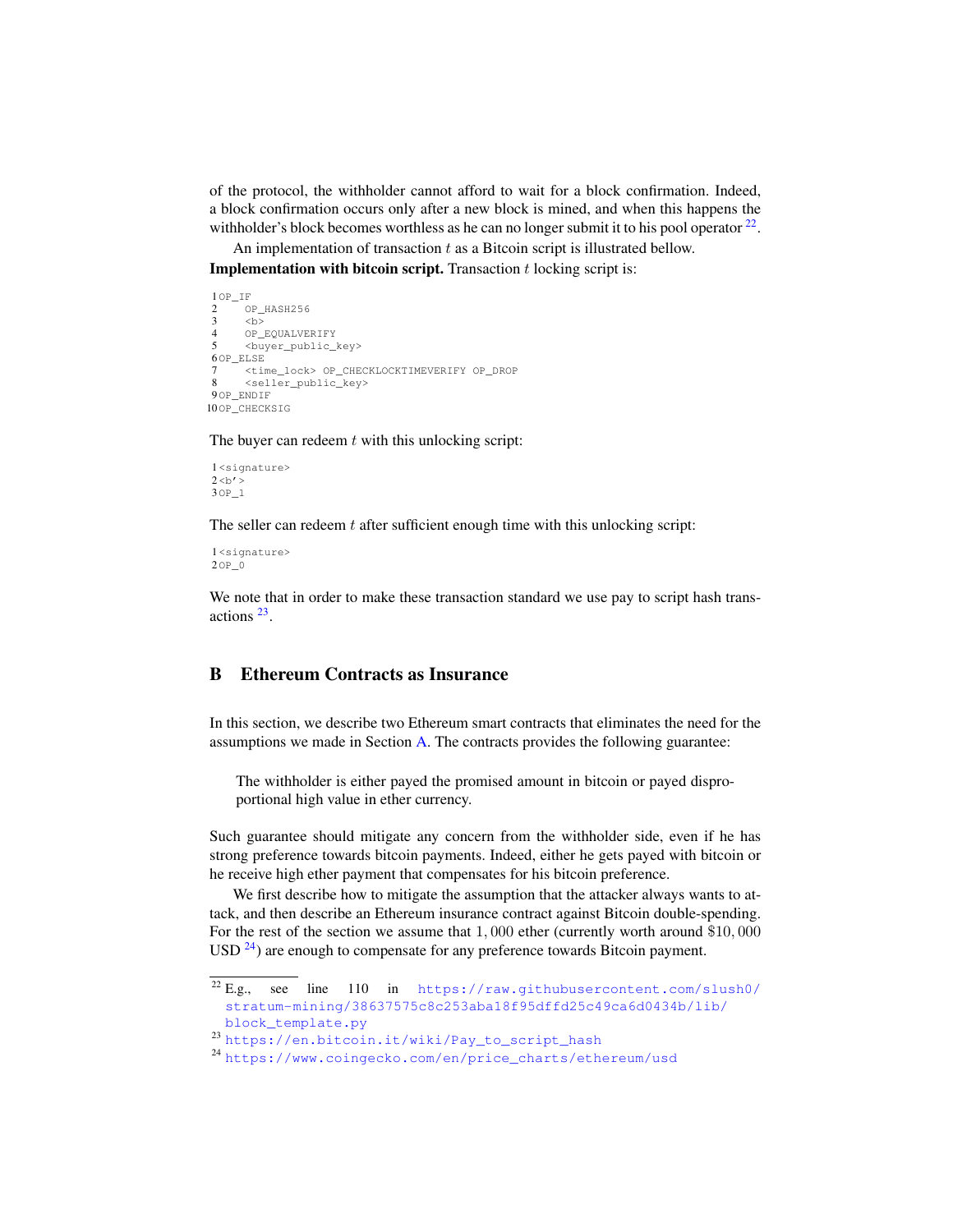of the protocol, the withholder cannot afford to wait for a block confirmation. Indeed, a block confirmation occurs only after a new block is mined, and when this happens the withholder's block becomes worthless as he can no longer submit it to his pool operator [22].

An implementation of transaction $t$ as a Bitcoin script is illustrated bellow.

**Implementation with bitcoin script.** Transaction $t$ locking script is:

```
1 OP_IF
2     OP_HASH256
3     <b>
4     OP_EQUALVERIFY
5     <buyer_public_key>
6 OP_ELSE
7     <time_lock> OP_CHECKLOCKTIMEVERIFY OP_DROP
8     <seller_public_key>
9 OP_ENDIF
10 OP_CHECKSIG
```

The buyer can redeem $t$ with this unlocking script:

```
1 <signature>
2 <b'>
3 OP_1
```

The seller can redeem $t$ after sufficient enough time with this unlocking script:

```
1 <signature>
2 OP_0
```

We note that in order to make these transaction standard we use pay to script hash transactions [23].

## B Ethereum Contracts as Insurance

In this section, we describe two Ethereum smart contracts that eliminates the need for the assumptions we made in Section A. The contracts provides the following guarantee:

> The withholder is either payed the promised amount in bitcoin or payed disproportional high value in ether currency.

Such guarantee should mitigate any concern from the withholder side, even if he has strong preference towards bitcoin payments. Indeed, either he gets payed with bitcoin or he receive high ether payment that compensates for his bitcoin preference.

We first describe how to mitigate the assumption that the attacker always wants to attack, and then describe an Ethereum insurance contract against Bitcoin double-spending. For the rest of the section we assume that $1,000$ ether (currently worth around $\$10,000$ USD [24]) are enough to compensate for any preference towards Bitcoin payment.

---

[22] E.g., see line 110 in https://raw.githubusercontent.com/slush0/stratum-mining/38637575c8c253aba18f95dffd25c49ca6d0434b/lib/block_template.py

[23] https://en.bitcoin.it/wiki/Pay_to_script_hash

[24] https://www.coingecko.com/en/price_charts/ethereum/usd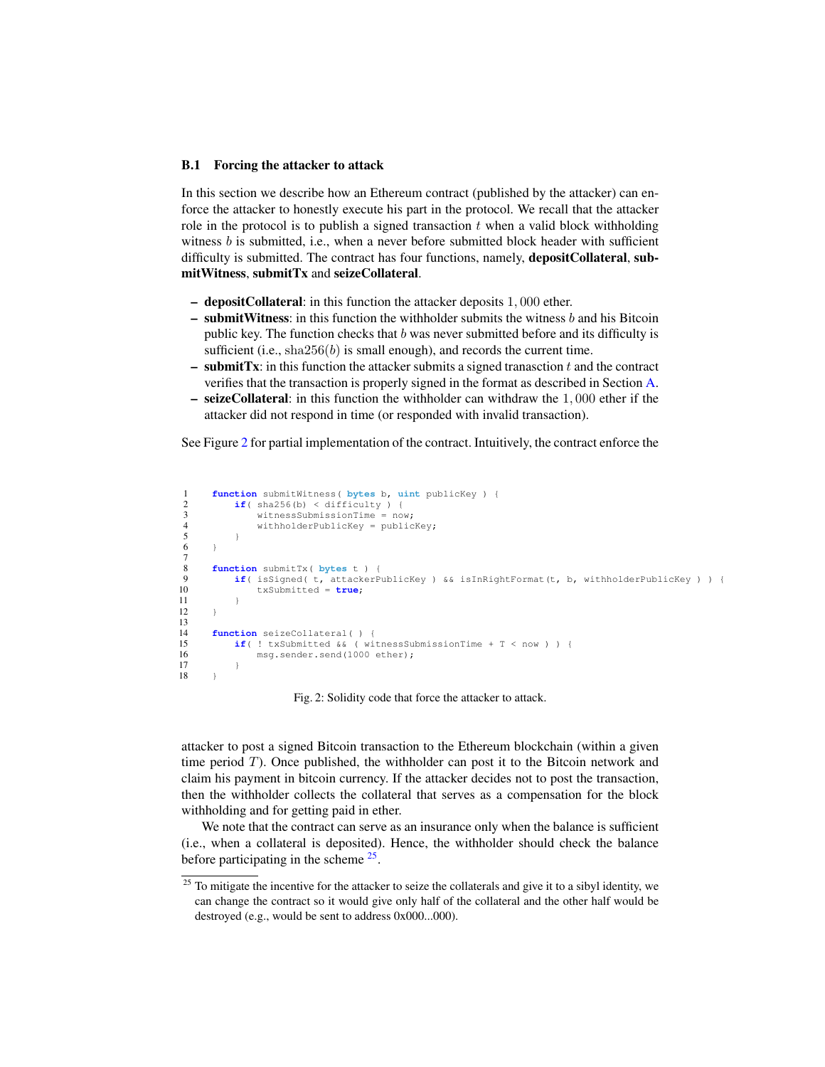### B.1 Forcing the attacker to attack

In this section we describe how an Ethereum contract (published by the attacker) can enforce the attacker to honestly execute his part in the protocol. We recall that the attacker role in the protocol is to publish a signed transaction $t$ when a valid block withholding witness $b$ is submitted, i.e., when a never before submitted block header with sufficient difficulty is submitted. The contract has four functions, namely, **depositCollateral**, **submitWitness**, **submitTx** and **seizeCollateral**.

- **depositCollateral**: in this function the attacker deposits $1,000$ ether.
- **submitWitness**: in this function the withholder submits the witness $b$ and his Bitcoin public key. The function checks that $b$ was never submitted before and its difficulty is sufficient (i.e., $\text{sha256}(b)$ is small enough), and records the current time.
- **submitTx**: in this function the attacker submits a signed transaction $t$ and the contract verifies that the transaction is properly signed in the format as described in Section A.
- **seizeCollateral**: in this function the withholder can withdraw the $1,000$ ether if the attacker did not respond in time (or responded with invalid transaction).

See Figure 2 for partial implementation of the contract. Intuitively, the contract enforce the attacker to post a signed Bitcoin transaction to the Ethereum blockchain (within a given time period $T$). Once published, the withholder can post it to the Bitcoin network and claim his payment in bitcoin currency. If the attacker decides not to post the transaction, then the withholder collects the collateral that serves as a compensation for the block withholding and for getting paid in ether.

```
1      function submitWitness( bytes b, uint publicKey ) {
2          if( sha256(b) < difficulty ) {
3              witnessSubmissionTime = now;
4              withholderPublicKey = publicKey;
5          }
6      }
7
8      function submitTx( bytes t ) {
9          if( isSigned( t, attackerPublicKey ) && isInRightFormat(t, b, withholderPublicKey ) ) {
10             txSubmitted = true;
11         }
12     }
13
14     function seizeCollateral( ) {
15         if( ! txSubmitted && ( witnessSubmissionTime + T < now ) ) {
16             msg.sender.send(1000 ether);
17         }
18     }
```

Fig. 2: Solidity code that force the attacker to attack.

We note that the contract can serve as an insurance only when the balance is sufficient (i.e., when a collateral is deposited). Hence, the withholder should check the balance before participating in the scheme [25].

[25] To mitigate the incentive for the attacker to seize the collaterals and give it to a sibyl identity, we can change the contract so it would give only half of the collateral and the other half would be destroyed (e.g., would be sent to address 0x000...000).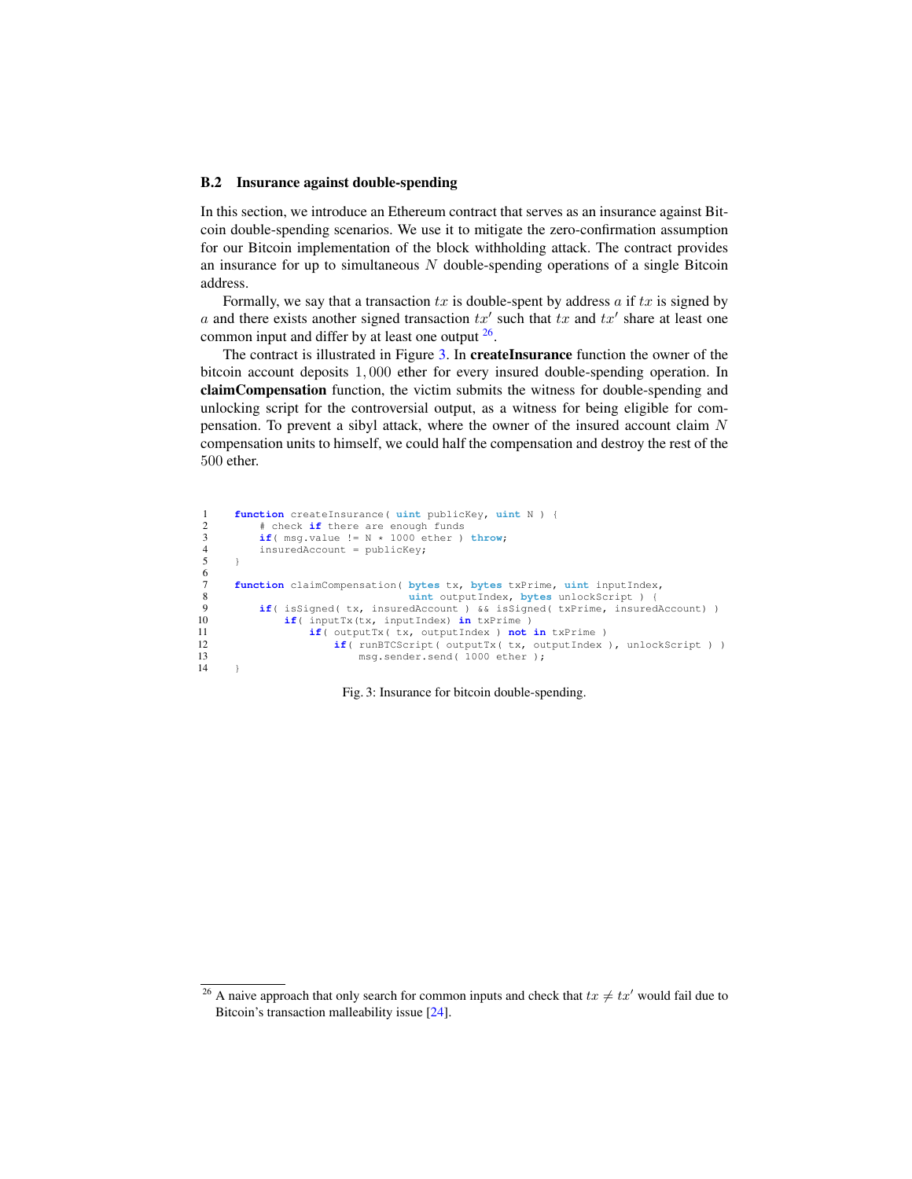### B.2 Insurance against double-spending

In this section, we introduce an Ethereum contract that serves as an insurance against Bitcoin double-spending scenarios. We use it to mitigate the zero-confirmation assumption for our Bitcoin implementation of the block withholding attack. The contract provides an insurance for up to simultaneous $N$ double-spending operations of a single Bitcoin address.

Formally, we say that a transaction $tx$ is double-spent by address $a$ if $tx$ is signed by $a$ and there exists another signed transaction $tx'$ such that $tx$ and $tx'$ share at least one common input and differ by at least one output [26].

The contract is illustrated in Figure 3. In **createInsurance** function the owner of the bitcoin account deposits $1,000$ ether for every insured double-spending operation. In **claimCompensation** function, the victim submits the witness for double-spending and unlocking script for the controversial output, as a witness for being eligible for compensation. To prevent a sibyl attack, where the owner of the insured account claim $N$ compensation units to himself, we could half the compensation and destroy the rest of the $500$ ether.

```
1   function createInsurance( uint publicKey, uint N ) {
2       # check if there are enough funds
3       if( msg.value != N * 1000 ether ) throw;
4       insuredAccount = publicKey;
5   }
6
7   function claimCompensation( bytes tx, bytes txPrime, uint inputIndex,
8                               uint outputIndex, bytes unlockScript ) {
9       if( isSigned( tx, insuredAccount ) && isSigned( txPrime, insuredAccount) )
10          if( inputTx(tx, inputIndex) in txPrime )
11              if( outputTx( tx, outputIndex ) not in txPrime )
12                  if( runBTCScript( outputTx( tx, outputIndex ), unlockScript ) )
13                      msg.sender.send( 1000 ether );
14  }
```

Fig. 3: Insurance for bitcoin double-spending.

[26] A naive approach that only search for common inputs and check that $tx \neq tx'$ would fail due to Bitcoin's transaction malleability issue [24].